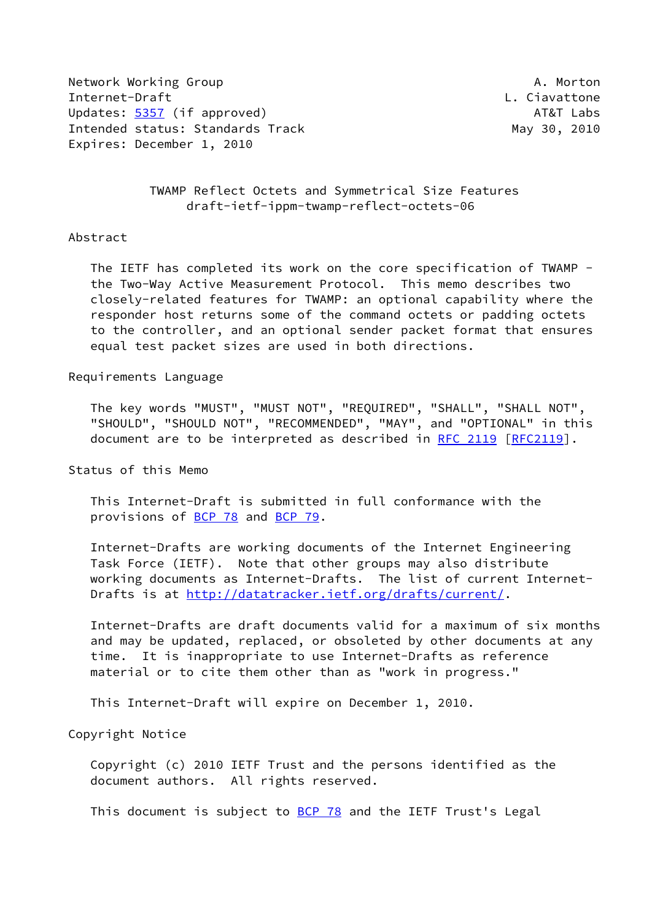Network Working Group A. Morton
Internet-Draft L. Ciavattone
Updates: 5357 (if approved) AT&T Labs
Intended status: Standards Track May 30, 2010
Expires: December 1, 2010

# TWAMP Reflect Octets and Symmetrical Size Features
draft-ietf-ippm-twamp-reflect-octets-06

## Abstract

The IETF has completed its work on the core specification of TWAMP - the Two-Way Active Measurement Protocol. This memo describes two closely-related features for TWAMP: an optional capability where the responder host returns some of the command octets or padding octets to the controller, and an optional sender packet format that ensures equal test packet sizes are used in both directions.

## Requirements Language

The key words "MUST", "MUST NOT", "REQUIRED", "SHALL", "SHALL NOT", "SHOULD", "SHOULD NOT", "RECOMMENDED", "MAY", and "OPTIONAL" in this document are to be interpreted as described in RFC 2119 [RFC2119].

## Status of this Memo

This Internet-Draft is submitted in full conformance with the provisions of BCP 78 and BCP 79.

Internet-Drafts are working documents of the Internet Engineering Task Force (IETF). Note that other groups may also distribute working documents as Internet-Drafts. The list of current Internet-Drafts is at http://datatracker.ietf.org/drafts/current/.

Internet-Drafts are draft documents valid for a maximum of six months and may be updated, replaced, or obsoleted by other documents at any time. It is inappropriate to use Internet-Drafts as reference material or to cite them other than as "work in progress."

This Internet-Draft will expire on December 1, 2010.

## Copyright Notice

Copyright (c) 2010 IETF Trust and the persons identified as the document authors. All rights reserved.

This document is subject to BCP 78 and the IETF Trust's Legal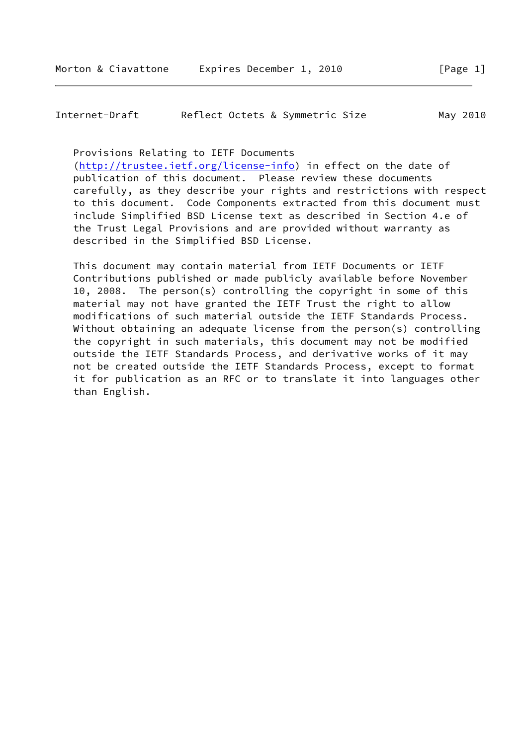Provisions Relating to IETF Documents
(http://trustee.ietf.org/license-info) in effect on the date of
publication of this document. Please review these documents
carefully, as they describe your rights and restrictions with respect
to this document. Code Components extracted from this document must
include Simplified BSD License text as described in Section 4.e of
the Trust Legal Provisions and are provided without warranty as
described in the Simplified BSD License.

This document may contain material from IETF Documents or IETF
Contributions published or made publicly available before November
10, 2008. The person(s) controlling the copyright in some of this
material may not have granted the IETF Trust the right to allow
modifications of such material outside the IETF Standards Process.
Without obtaining an adequate license from the person(s) controlling
the copyright in such materials, this document may not be modified
outside the IETF Standards Process, and derivative works of it may
not be created outside the IETF Standards Process, except to format
it for publication as an RFC or to translate it into languages other
than English.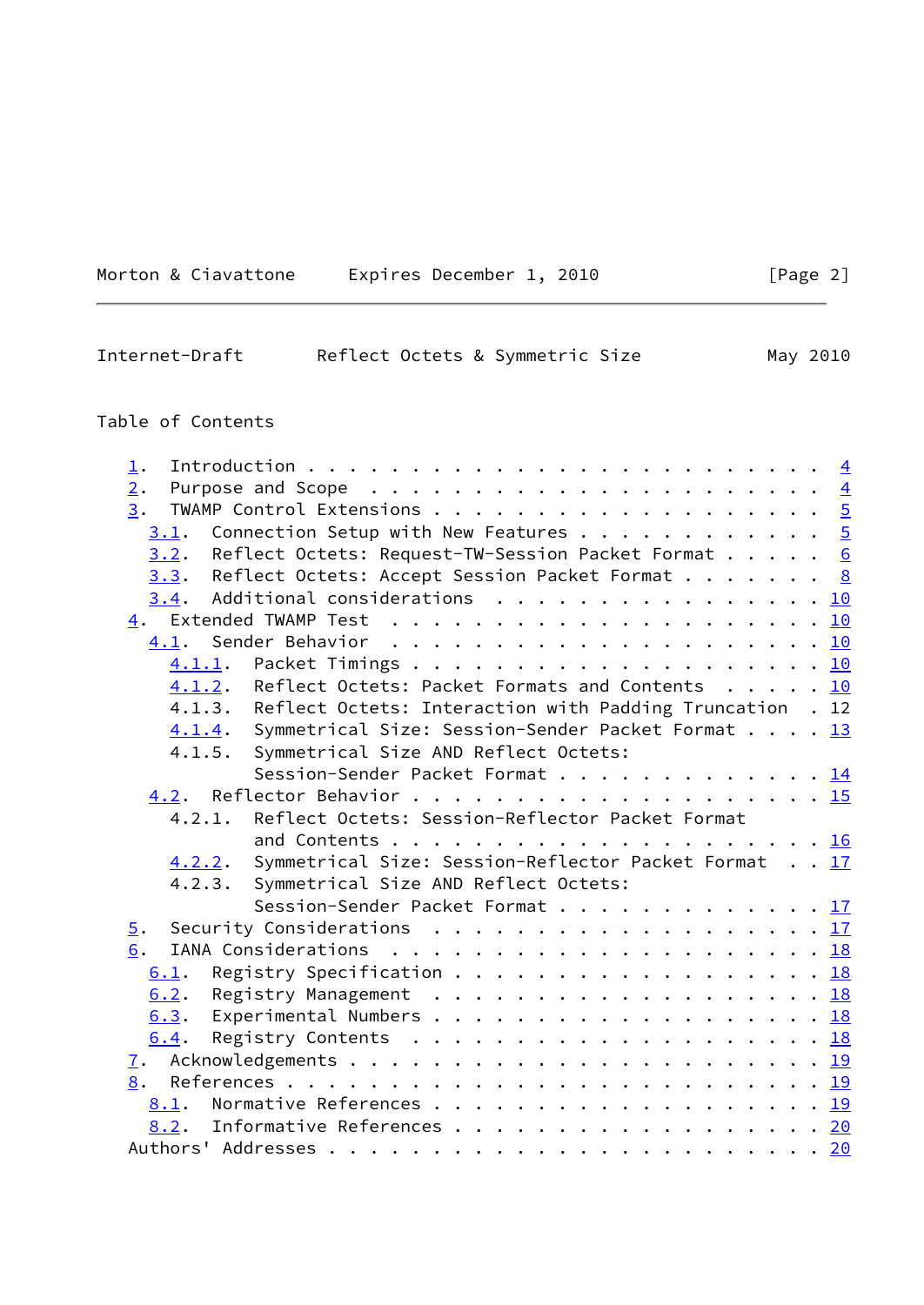Table of Contents

```
   1.  Introduction . . . . . . . . . . . . . . . . . . . . . . . .   4
   2.  Purpose and Scope  . . . . . . . . . . . . . . . . . . . . .   4
   3.  TWAMP Control Extensions . . . . . . . . . . . . . . . . . .   5
     3.1.  Connection Setup with New Features . . . . . . . . . . .   5
     3.2.  Reflect Octets: Request-TW-Session Packet Format . . . .   6
     3.3.  Reflect Octets: Accept Session Packet Format . . . . . .   8
     3.4.  Additional considerations  . . . . . . . . . . . . . . .  10
   4.  Extended TWAMP Test  . . . . . . . . . . . . . . . . . . . .  10
     4.1.  Sender Behavior  . . . . . . . . . . . . . . . . . . . .  10
       4.1.1.  Packet Timings . . . . . . . . . . . . . . . . . . .  10
       4.1.2.  Reflect Octets: Packet Formats and Contents  . . . .  10
       4.1.3.  Reflect Octets: Interaction with Padding Truncation .  12
       4.1.4.  Symmetrical Size: Session-Sender Packet Format . . .  13
       4.1.5.  Symmetrical Size AND Reflect Octets:
               Session-Sender Packet Format . . . . . . . . . . . .  14
     4.2.  Reflector Behavior . . . . . . . . . . . . . . . . . . .  15
       4.2.1.  Reflect Octets: Session-Reflector Packet Format
               and Contents . . . . . . . . . . . . . . . . . . . .  16
       4.2.2.  Symmetrical Size: Session-Reflector Packet Format  .  17
       4.2.3.  Symmetrical Size AND Reflect Octets:
               Session-Sender Packet Format . . . . . . . . . . . .  17
   5.  Security Considerations  . . . . . . . . . . . . . . . . . .  17
   6.  IANA Considerations  . . . . . . . . . . . . . . . . . . . .  18
     6.1.  Registry Specification . . . . . . . . . . . . . . . . .  18
     6.2.  Registry Management  . . . . . . . . . . . . . . . . . .  18
     6.3.  Experimental Numbers . . . . . . . . . . . . . . . . . .  18
     6.4.  Registry Contents  . . . . . . . . . . . . . . . . . . .  18
   7.  Acknowledgements . . . . . . . . . . . . . . . . . . . . . .  19
   8.  References . . . . . . . . . . . . . . . . . . . . . . . . .  19
     8.1.  Normative References . . . . . . . . . . . . . . . . . .  19
     8.2.  Informative References . . . . . . . . . . . . . . . . .  20
   Authors' Addresses . . . . . . . . . . . . . . . . . . . . . . .  20
```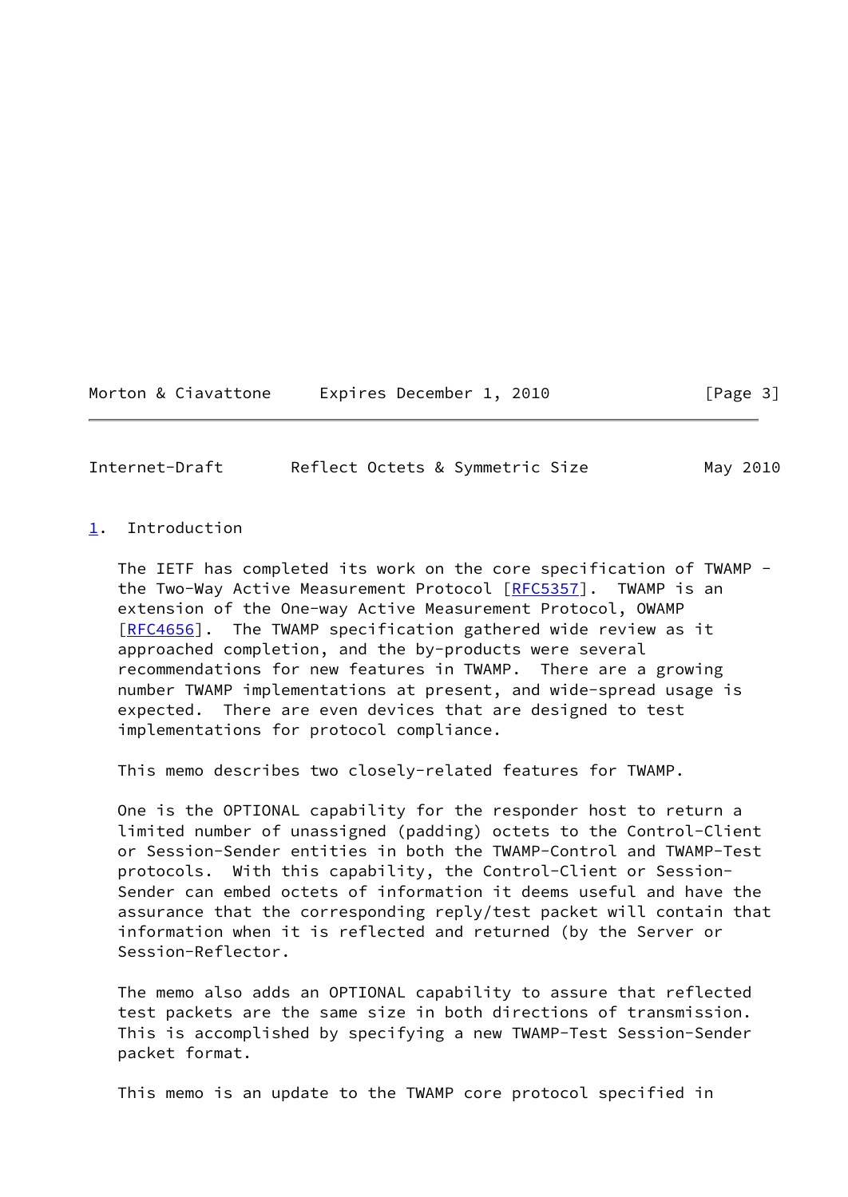# 1. Introduction

The IETF has completed its work on the core specification of TWAMP - the Two-Way Active Measurement Protocol [RFC5357]. TWAMP is an extension of the One-way Active Measurement Protocol, OWAMP [RFC4656]. The TWAMP specification gathered wide review as it approached completion, and the by-products were several recommendations for new features in TWAMP. There are a growing number TWAMP implementations at present, and wide-spread usage is expected. There are even devices that are designed to test implementations for protocol compliance.

This memo describes two closely-related features for TWAMP.

One is the OPTIONAL capability for the responder host to return a limited number of unassigned (padding) octets to the Control-Client or Session-Sender entities in both the TWAMP-Control and TWAMP-Test protocols. With this capability, the Control-Client or Session-Sender can embed octets of information it deems useful and have the assurance that the corresponding reply/test packet will contain that information when it is reflected and returned (by the Server or Session-Reflector.

The memo also adds an OPTIONAL capability to assure that reflected test packets are the same size in both directions of transmission. This is accomplished by specifying a new TWAMP-Test Session-Sender packet format.

This memo is an update to the TWAMP core protocol specified in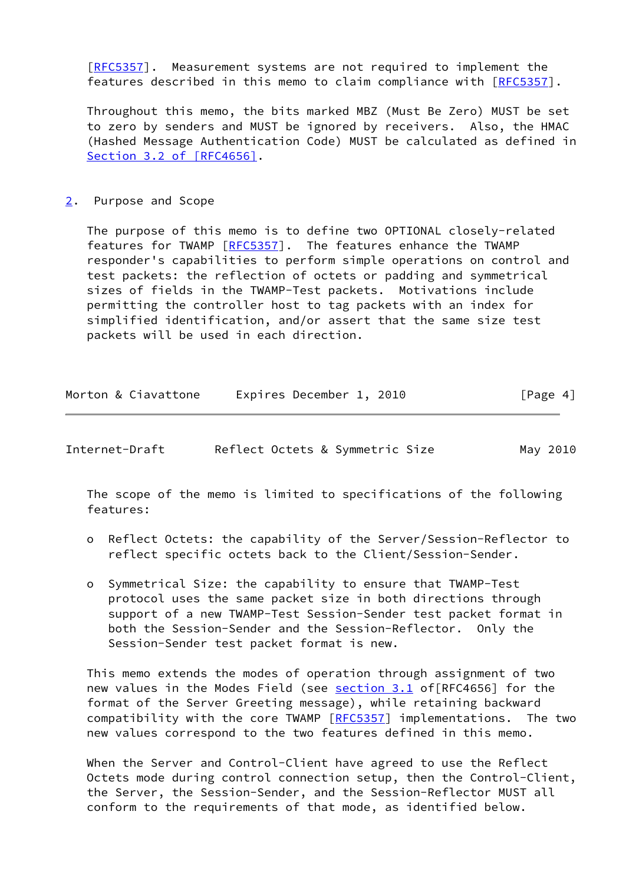[RFC5357]. Measurement systems are not required to implement the features described in this memo to claim compliance with [RFC5357].

Throughout this memo, the bits marked MBZ (Must Be Zero) MUST be set to zero by senders and MUST be ignored by receivers. Also, the HMAC (Hashed Message Authentication Code) MUST be calculated as defined in Section 3.2 of [RFC4656].

## 2. Purpose and Scope

The purpose of this memo is to define two OPTIONAL closely-related features for TWAMP [RFC5357]. The features enhance the TWAMP responder's capabilities to perform simple operations on control and test packets: the reflection of octets or padding and symmetrical sizes of fields in the TWAMP-Test packets. Motivations include permitting the controller host to tag packets with an index for simplified identification, and/or assert that the same size test packets will be used in each direction.

The scope of the memo is limited to specifications of the following features:

- Reflect Octets: the capability of the Server/Session-Reflector to reflect specific octets back to the Client/Session-Sender.

- Symmetrical Size: the capability to ensure that TWAMP-Test protocol uses the same packet size in both directions through support of a new TWAMP-Test Session-Sender test packet format in both the Session-Sender and the Session-Reflector. Only the Session-Sender test packet format is new.

This memo extends the modes of operation through assignment of two new values in the Modes Field (see section 3.1 of[RFC4656] for the format of the Server Greeting message), while retaining backward compatibility with the core TWAMP [RFC5357] implementations. The two new values correspond to the two features defined in this memo.

When the Server and Control-Client have agreed to use the Reflect Octets mode during control connection setup, then the Control-Client, the Server, the Session-Sender, and the Session-Reflector MUST all conform to the requirements of that mode, as identified below.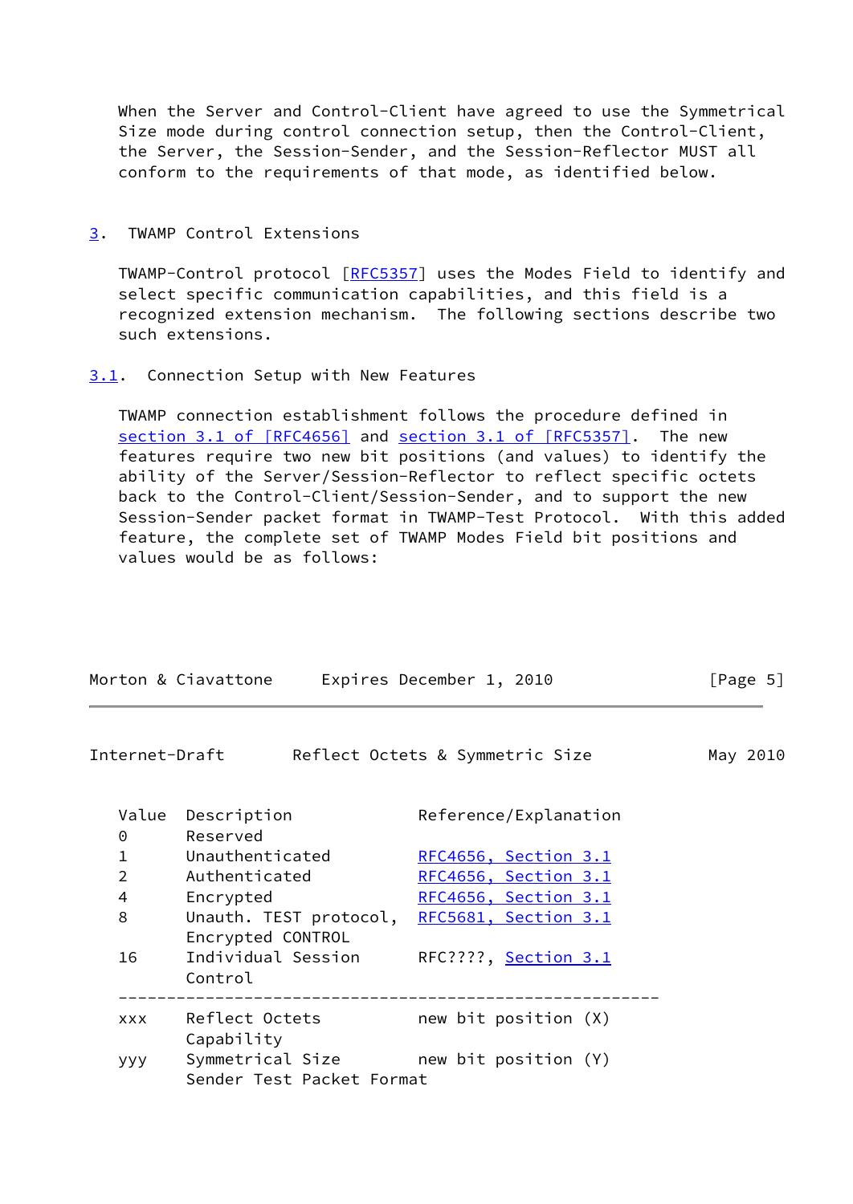When the Server and Control-Client have agreed to use the Symmetrical Size mode during control connection setup, then the Control-Client, the Server, the Session-Sender, and the Session-Reflector MUST all conform to the requirements of that mode, as identified below.

## 3. TWAMP Control Extensions

TWAMP-Control protocol [RFC5357] uses the Modes Field to identify and select specific communication capabilities, and this field is a recognized extension mechanism. The following sections describe two such extensions.

### 3.1. Connection Setup with New Features

TWAMP connection establishment follows the procedure defined in section 3.1 of [RFC4656] and section 3.1 of [RFC5357]. The new features require two new bit positions (and values) to identify the ability of the Server/Session-Reflector to reflect specific octets back to the Control-Client/Session-Sender, and to support the new Session-Sender packet format in TWAMP-Test Protocol. With this added feature, the complete set of TWAMP Modes Field bit positions and values would be as follows:

| Value | Description | Reference/Explanation |
|---|---|---|
| 0 | Reserved | |
| 1 | Unauthenticated | RFC4656, Section 3.1 |
| 2 | Authenticated | RFC4656, Section 3.1 |
| 4 | Encrypted | RFC4656, Section 3.1 |
| 8 | Unauth. TEST protocol, Encrypted CONTROL | RFC5681, Section 3.1 |
| 16 | Individual Session Control | RFC????, Section 3.1 |
| xxx | Reflect Octets Capability | new bit position (X) |
| yyy | Symmetrical Size Sender Test Packet Format | new bit position (Y) |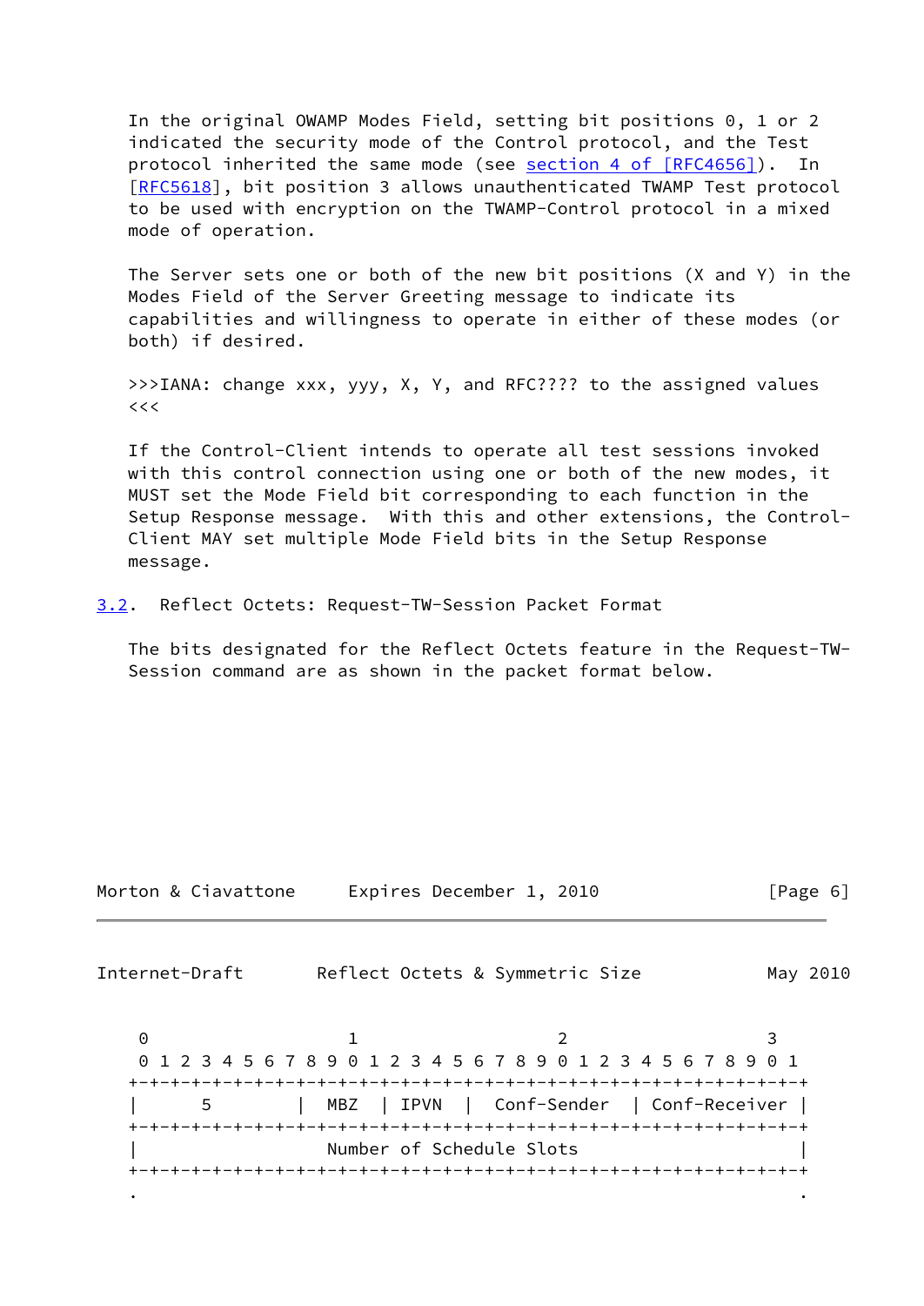In the original OWAMP Modes Field, setting bit positions 0, 1 or 2 indicated the security mode of the Control protocol, and the Test protocol inherited the same mode (see section 4 of [RFC4656]). In [RFC5618], bit position 3 allows unauthenticated TWAMP Test protocol to be used with encryption on the TWAMP-Control protocol in a mixed mode of operation.

The Server sets one or both of the new bit positions (X and Y) in the Modes Field of the Server Greeting message to indicate its capabilities and willingness to operate in either of these modes (or both) if desired.

>>>IANA: change xxx, yyy, X, Y, and RFC???? to the assigned values <<<

If the Control-Client intends to operate all test sessions invoked with this control connection using one or both of the new modes, it MUST set the Mode Field bit corresponding to each function in the Setup Response message. With this and other extensions, the Control-Client MAY set multiple Mode Field bits in the Setup Response message.

## 3.2. Reflect Octets: Request-TW-Session Packet Format

The bits designated for the Reflect Octets feature in the Request-TW-Session command are as shown in the packet format below.

```
 0                   1                   2                   3
 0 1 2 3 4 5 6 7 8 9 0 1 2 3 4 5 6 7 8 9 0 1 2 3 4 5 6 7 8 9 0 1
+-+-+-+-+-+-+-+-+-+-+-+-+-+-+-+-+-+-+-+-+-+-+-+-+-+-+-+-+-+-+-+-+
|      5        |  MBZ  | IPVN  |  Conf-Sender  | Conf-Receiver |
+-+-+-+-+-+-+-+-+-+-+-+-+-+-+-+-+-+-+-+-+-+-+-+-+-+-+-+-+-+-+-+-+
|                  Number of Schedule Slots                     |
+-+-+-+-+-+-+-+-+-+-+-+-+-+-+-+-+-+-+-+-+-+-+-+-+-+-+-+-+-+-+-+-+
.                                                               .
```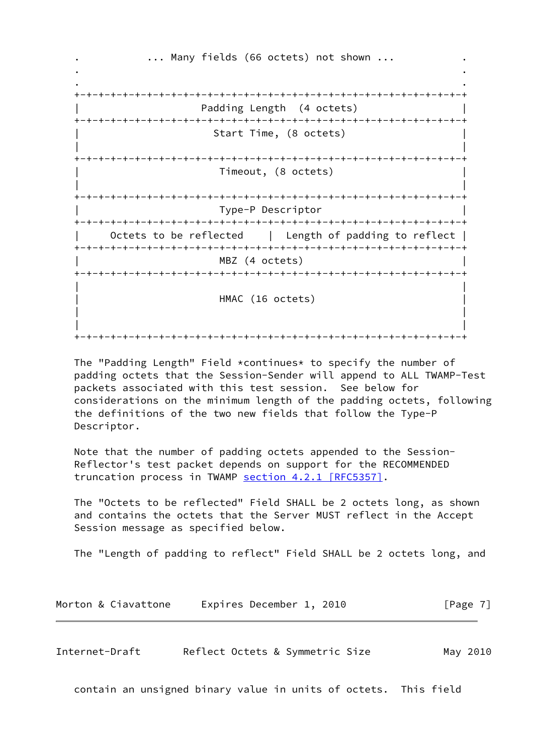```
   .            ... Many fields (66 octets) not shown ...          .
   .                                                               .
   .                                                               .
   +-+-+-+-+-+-+-+-+-+-+-+-+-+-+-+-+-+-+-+-+-+-+-+-+-+-+-+-+-+-+-+-+
   |                     Padding Length  (4 octets)                |
   +-+-+-+-+-+-+-+-+-+-+-+-+-+-+-+-+-+-+-+-+-+-+-+-+-+-+-+-+-+-+-+-+
   |                       Start Time, (8 octets)                  |
   |                                                               |
   +-+-+-+-+-+-+-+-+-+-+-+-+-+-+-+-+-+-+-+-+-+-+-+-+-+-+-+-+-+-+-+-+
   |                        Timeout, (8 octets)                    |
   |                                                               |
   +-+-+-+-+-+-+-+-+-+-+-+-+-+-+-+-+-+-+-+-+-+-+-+-+-+-+-+-+-+-+-+-+
   |                        Type-P Descriptor                      |
   +-+-+-+-+-+-+-+-+-+-+-+-+-+-+-+-+-+-+-+-+-+-+-+-+-+-+-+-+-+-+-+-+
   |     Octets to be reflected    |  Length of padding to reflect |
   +-+-+-+-+-+-+-+-+-+-+-+-+-+-+-+-+-+-+-+-+-+-+-+-+-+-+-+-+-+-+-+-+
   |                        MBZ (4 octets)                         |
   +-+-+-+-+-+-+-+-+-+-+-+-+-+-+-+-+-+-+-+-+-+-+-+-+-+-+-+-+-+-+-+-+
   |                                                               |
   |                        HMAC (16 octets)                       |
   |                                                               |
   |                                                               |
   +-+-+-+-+-+-+-+-+-+-+-+-+-+-+-+-+-+-+-+-+-+-+-+-+-+-+-+-+-+-+-+-+
```

The "Padding Length" Field *continues* to specify the number of padding octets that the Session-Sender will append to ALL TWAMP-Test packets associated with this test session. See below for considerations on the minimum length of the padding octets, following the definitions of the two new fields that follow the Type-P Descriptor.

Note that the number of padding octets appended to the Session-Reflector's test packet depends on support for the RECOMMENDED truncation process in TWAMP section 4.2.1 [RFC5357].

The "Octets to be reflected" Field SHALL be 2 octets long, as shown and contains the octets that the Server MUST reflect in the Accept Session message as specified below.

The "Length of padding to reflect" Field SHALL be 2 octets long, and contain an unsigned binary value in units of octets. This field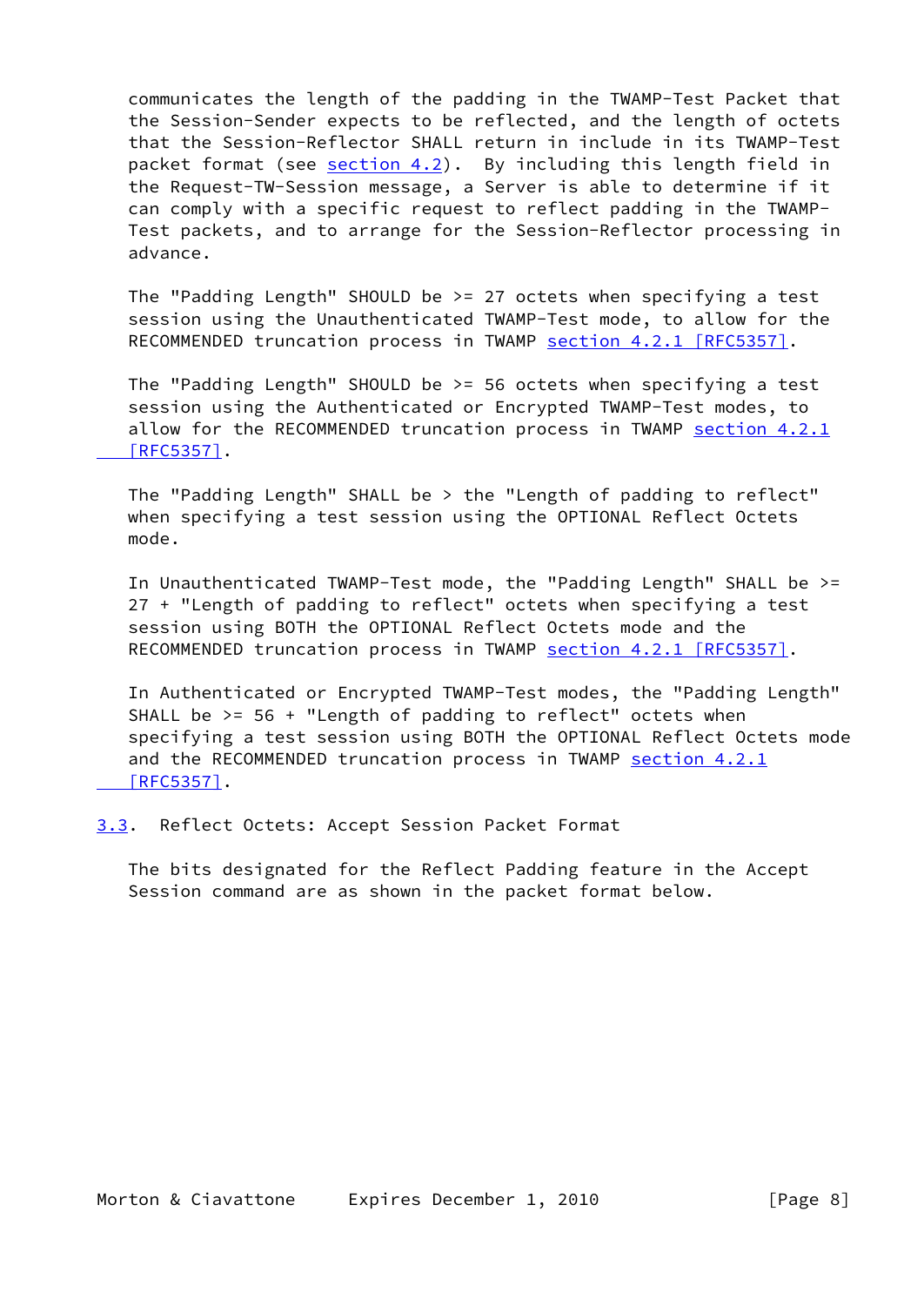communicates the length of the padding in the TWAMP-Test Packet that the Session-Sender expects to be reflected, and the length of octets that the Session-Reflector SHALL return in include in its TWAMP-Test packet format (see section 4.2). By including this length field in the Request-TW-Session message, a Server is able to determine if it can comply with a specific request to reflect padding in the TWAMP-Test packets, and to arrange for the Session-Reflector processing in advance.

The "Padding Length" SHOULD be >= 27 octets when specifying a test session using the Unauthenticated TWAMP-Test mode, to allow for the RECOMMENDED truncation process in TWAMP section 4.2.1 [RFC5357].

The "Padding Length" SHOULD be >= 56 octets when specifying a test session using the Authenticated or Encrypted TWAMP-Test modes, to allow for the RECOMMENDED truncation process in TWAMP section 4.2.1 [RFC5357].

The "Padding Length" SHALL be > the "Length of padding to reflect" when specifying a test session using the OPTIONAL Reflect Octets mode.

In Unauthenticated TWAMP-Test mode, the "Padding Length" SHALL be >= 27 + "Length of padding to reflect" octets when specifying a test session using BOTH the OPTIONAL Reflect Octets mode and the RECOMMENDED truncation process in TWAMP section 4.2.1 [RFC5357].

In Authenticated or Encrypted TWAMP-Test modes, the "Padding Length" SHALL be >= 56 + "Length of padding to reflect" octets when specifying a test session using BOTH the OPTIONAL Reflect Octets mode and the RECOMMENDED truncation process in TWAMP section 4.2.1 [RFC5357].

## 3.3. Reflect Octets: Accept Session Packet Format

The bits designated for the Reflect Padding feature in the Accept Session command are as shown in the packet format below.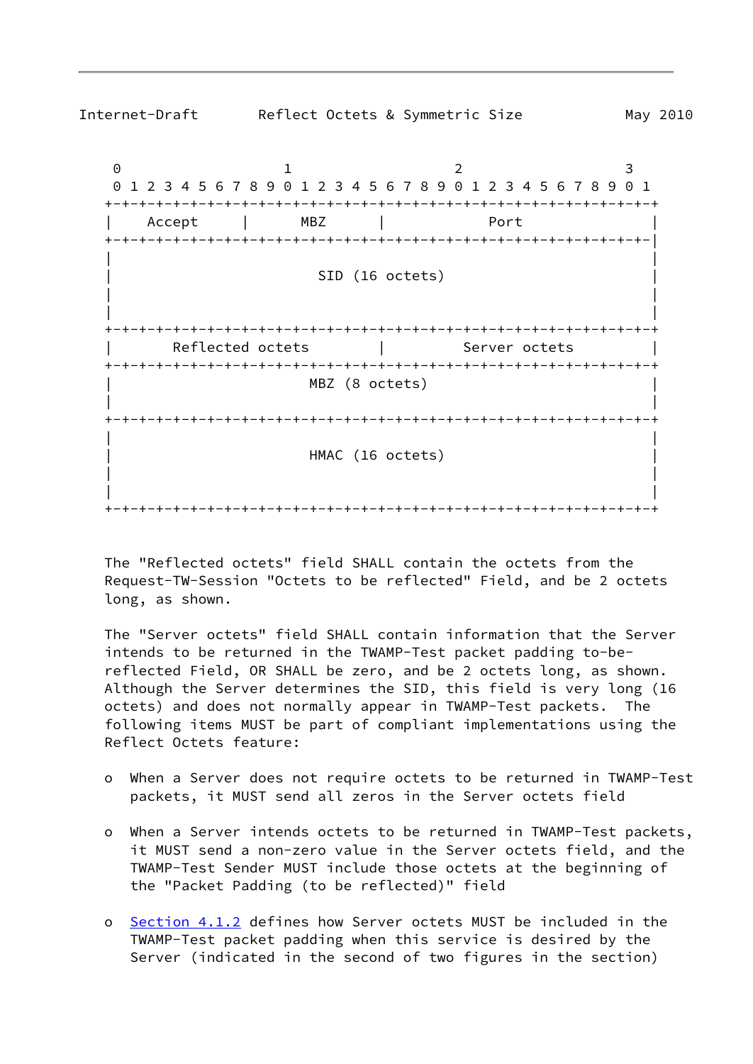```
     0                   1                   2                   3
     0 1 2 3 4 5 6 7 8 9 0 1 2 3 4 5 6 7 8 9 0 1 2 3 4 5 6 7 8 9 0 1
    +-+-+-+-+-+-+-+-+-+-+-+-+-+-+-+-+-+-+-+-+-+-+-+-+-+-+-+-+-+-+-+-+
    |    Accept     |      MBZ      |            Port               |
    +-+-+-+-+-+-+-+-+-+-+-+-+-+-+-+-+-+-+-+-+-+-+-+-+-+-+-+-+-+-+-+-|
    |                                                               |
    |                           SID (16 octets)                     |
    |                                                               |
    |                                                               |
    +-+-+-+-+-+-+-+-+-+-+-+-+-+-+-+-+-+-+-+-+-+-+-+-+-+-+-+-+-+-+-+-+
    |       Reflected octets        |         Server octets         |
    +-+-+-+-+-+-+-+-+-+-+-+-+-+-+-+-+-+-+-+-+-+-+-+-+-+-+-+-+-+-+-+-+
    |                          MBZ (8 octets)                       |
    |                                                               |
    +-+-+-+-+-+-+-+-+-+-+-+-+-+-+-+-+-+-+-+-+-+-+-+-+-+-+-+-+-+-+-+-+
    |                                                               |
    |                          HMAC (16 octets)                     |
    |                                                               |
    |                                                               |
    +-+-+-+-+-+-+-+-+-+-+-+-+-+-+-+-+-+-+-+-+-+-+-+-+-+-+-+-+-+-+-+-+
```

The "Reflected octets" field SHALL contain the octets from the Request-TW-Session "Octets to be reflected" Field, and be 2 octets long, as shown.

The "Server octets" field SHALL contain information that the Server intends to be returned in the TWAMP-Test packet padding to-be-reflected Field, OR SHALL be zero, and be 2 octets long, as shown. Although the Server determines the SID, this field is very long (16 octets) and does not normally appear in TWAMP-Test packets. The following items MUST be part of compliant implementations using the Reflect Octets feature:

- When a Server does not require octets to be returned in TWAMP-Test packets, it MUST send all zeros in the Server octets field

- When a Server intends octets to be returned in TWAMP-Test packets, it MUST send a non-zero value in the Server octets field, and the TWAMP-Test Sender MUST include those octets at the beginning of the "Packet Padding (to be reflected)" field

- Section 4.1.2 defines how Server octets MUST be included in the TWAMP-Test packet padding when this service is desired by the Server (indicated in the second of two figures in the section)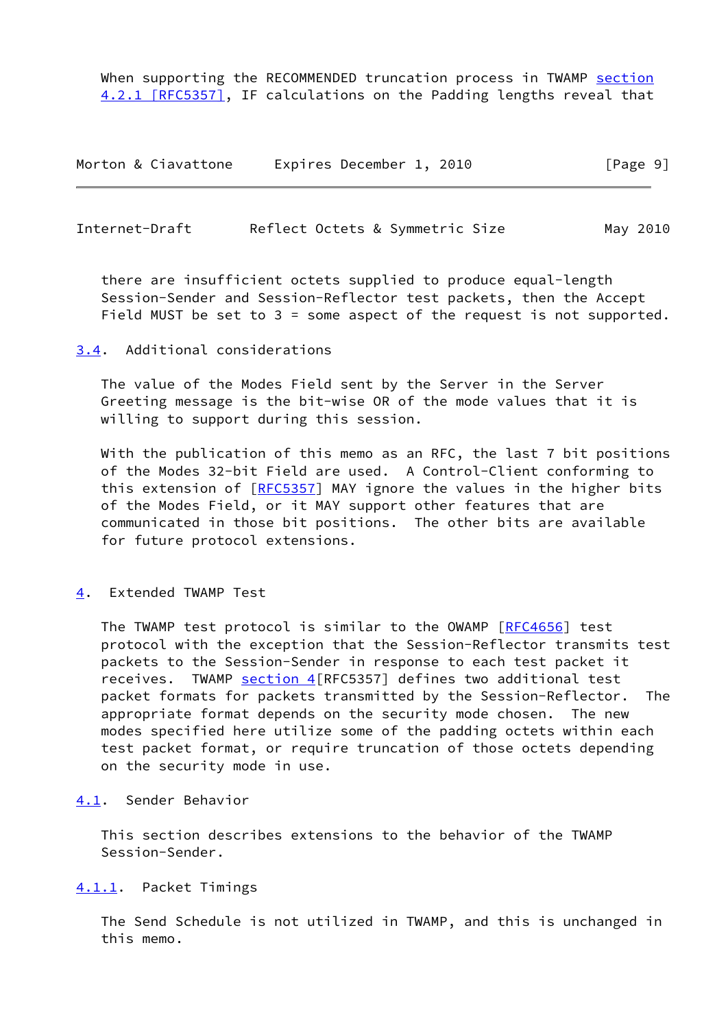When supporting the RECOMMENDED truncation process in TWAMP section 4.2.1 [RFC5357], IF calculations on the Padding lengths reveal that there are insufficient octets supplied to produce equal-length Session-Sender and Session-Reflector test packets, then the Accept Field MUST be set to 3 = some aspect of the request is not supported.

### 3.4. Additional considerations

The value of the Modes Field sent by the Server in the Server Greeting message is the bit-wise OR of the mode values that it is willing to support during this session.

With the publication of this memo as an RFC, the last 7 bit positions of the Modes 32-bit Field are used. A Control-Client conforming to this extension of [RFC5357] MAY ignore the values in the higher bits of the Modes Field, or it MAY support other features that are communicated in those bit positions. The other bits are available for future protocol extensions.

## 4. Extended TWAMP Test

The TWAMP test protocol is similar to the OWAMP [RFC4656] test protocol with the exception that the Session-Reflector transmits test packets to the Session-Sender in response to each test packet it receives. TWAMP section 4[RFC5357] defines two additional test packet formats for packets transmitted by the Session-Reflector. The appropriate format depends on the security mode chosen. The new modes specified here utilize some of the padding octets within each test packet format, or require truncation of those octets depending on the security mode in use.

### 4.1. Sender Behavior

This section describes extensions to the behavior of the TWAMP Session-Sender.

#### 4.1.1. Packet Timings

The Send Schedule is not utilized in TWAMP, and this is unchanged in this memo.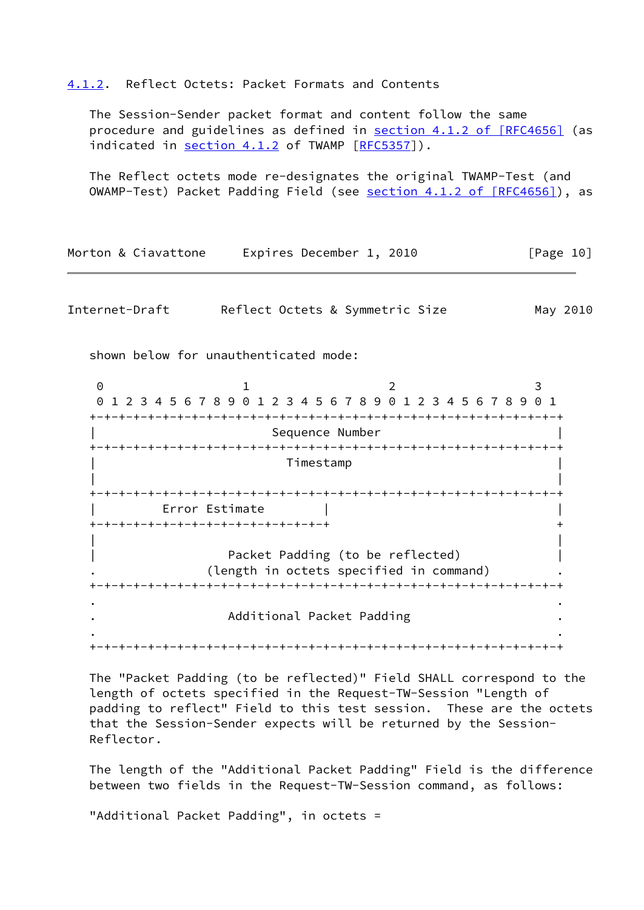### 4.1.2. Reflect Octets: Packet Formats and Contents

The Session-Sender packet format and content follow the same procedure and guidelines as defined in section 4.1.2 of [RFC4656] (as indicated in section 4.1.2 of TWAMP [RFC5357]).

The Reflect octets mode re-designates the original TWAMP-Test (and OWAMP-Test) Packet Padding Field (see section 4.1.2 of [RFC4656]), as shown below for unauthenticated mode:

```
 0                   1                   2                   3
 0 1 2 3 4 5 6 7 8 9 0 1 2 3 4 5 6 7 8 9 0 1 2 3 4 5 6 7 8 9 0 1
+-+-+-+-+-+-+-+-+-+-+-+-+-+-+-+-+-+-+-+-+-+-+-+-+-+-+-+-+-+-+-+-+
|                        Sequence Number                        |
+-+-+-+-+-+-+-+-+-+-+-+-+-+-+-+-+-+-+-+-+-+-+-+-+-+-+-+-+-+-+-+-+
|                          Timestamp                            |
|                                                               |
+-+-+-+-+-+-+-+-+-+-+-+-+-+-+-+-+-+-+-+-+-+-+-+-+-+-+-+-+-+-+-+-+
|         Error Estimate        |                               |
+-+-+-+-+-+-+-+-+-+-+-+-+-+-+-+-+                               +
|                                                               |
|                Packet Padding (to be reflected)               |
.             (length in octets specified in command)           .
+-+-+-+-+-+-+-+-+-+-+-+-+-+-+-+-+-+-+-+-+-+-+-+-+-+-+-+-+-+-+-+-+
.                                                               .
.                   Additional Packet Padding                   .
.                                                               .
+-+-+-+-+-+-+-+-+-+-+-+-+-+-+-+-+-+-+-+-+-+-+-+-+-+-+-+-+-+-+-+-+
```

The "Packet Padding (to be reflected)" Field SHALL correspond to the length of octets specified in the Request-TW-Session "Length of padding to reflect" Field to this test session. These are the octets that the Session-Sender expects will be returned by the Session-Reflector.

The length of the "Additional Packet Padding" Field is the difference between two fields in the Request-TW-Session command, as follows:

"Additional Packet Padding", in octets =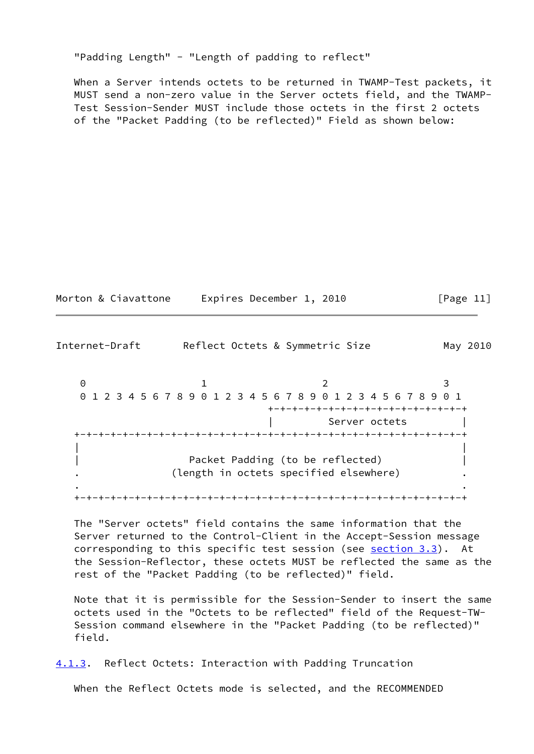"Padding Length" - "Length of padding to reflect"

When a Server intends octets to be returned in TWAMP-Test packets, it MUST send a non-zero value in the Server octets field, and the TWAMP-Test Session-Sender MUST include those octets in the first 2 octets of the "Packet Padding (to be reflected)" Field as shown below:

```
 0                   1                   2                   3
 0 1 2 3 4 5 6 7 8 9 0 1 2 3 4 5 6 7 8 9 0 1 2 3 4 5 6 7 8 9 0 1
                                +-+-+-+-+-+-+-+-+-+-+-+-+-+-+-+-+
                                |         Server octets         |
+-+-+-+-+-+-+-+-+-+-+-+-+-+-+-+-+-+-+-+-+-+-+-+-+-+-+-+-+-+-+-+-+
|                                                               |
|                  Packet Padding (to be reflected)             |
.               (length in octets specified elsewhere)          .
.                                                               .
+-+-+-+-+-+-+-+-+-+-+-+-+-+-+-+-+-+-+-+-+-+-+-+-+-+-+-+-+-+-+-+-+
```

The "Server octets" field contains the same information that the Server returned to the Control-Client in the Accept-Session message corresponding to this specific test session (see section 3.3). At the Session-Reflector, these octets MUST be reflected the same as the rest of the "Packet Padding (to be reflected)" field.

Note that it is permissible for the Session-Sender to insert the same octets used in the "Octets to be reflected" field of the Request-TW-Session command elsewhere in the "Packet Padding (to be reflected)" field.

#### 4.1.3. Reflect Octets: Interaction with Padding Truncation

When the Reflect Octets mode is selected, and the RECOMMENDED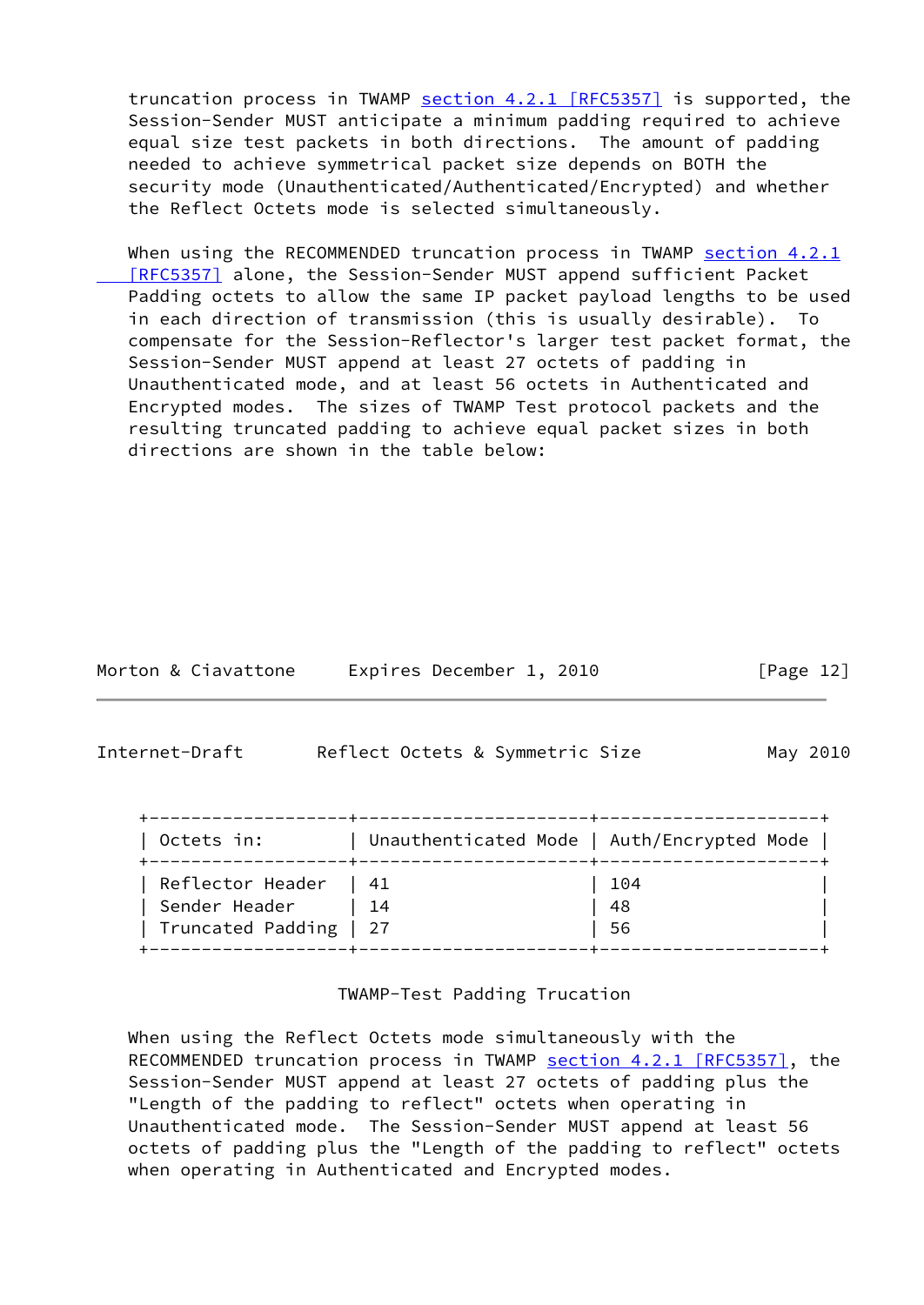truncation process in TWAMP section 4.2.1 [RFC5357] is supported, the Session-Sender MUST anticipate a minimum padding required to achieve equal size test packets in both directions. The amount of padding needed to achieve symmetrical packet size depends on BOTH the security mode (Unauthenticated/Authenticated/Encrypted) and whether the Reflect Octets mode is selected simultaneously.

When using the RECOMMENDED truncation process in TWAMP section 4.2.1 [RFC5357] alone, the Session-Sender MUST append sufficient Packet Padding octets to allow the same IP packet payload lengths to be used in each direction of transmission (this is usually desirable). To compensate for the Session-Reflector's larger test packet format, the Session-Sender MUST append at least 27 octets of padding in Unauthenticated mode, and at least 56 octets in Authenticated and Encrypted modes. The sizes of TWAMP Test protocol packets and the resulting truncated padding to achieve equal packet sizes in both directions are shown in the table below:

| Octets in: | Unauthenticated Mode | Auth/Encrypted Mode |
|---|---|---|
| Reflector Header | 41 | 104 |
| Sender Header | 14 | 48 |
| Truncated Padding | 27 | 56 |

TWAMP-Test Padding Trucation

When using the Reflect Octets mode simultaneously with the RECOMMENDED truncation process in TWAMP section 4.2.1 [RFC5357], the Session-Sender MUST append at least 27 octets of padding plus the "Length of the padding to reflect" octets when operating in Unauthenticated mode. The Session-Sender MUST append at least 56 octets of padding plus the "Length of the padding to reflect" octets when operating in Authenticated and Encrypted modes.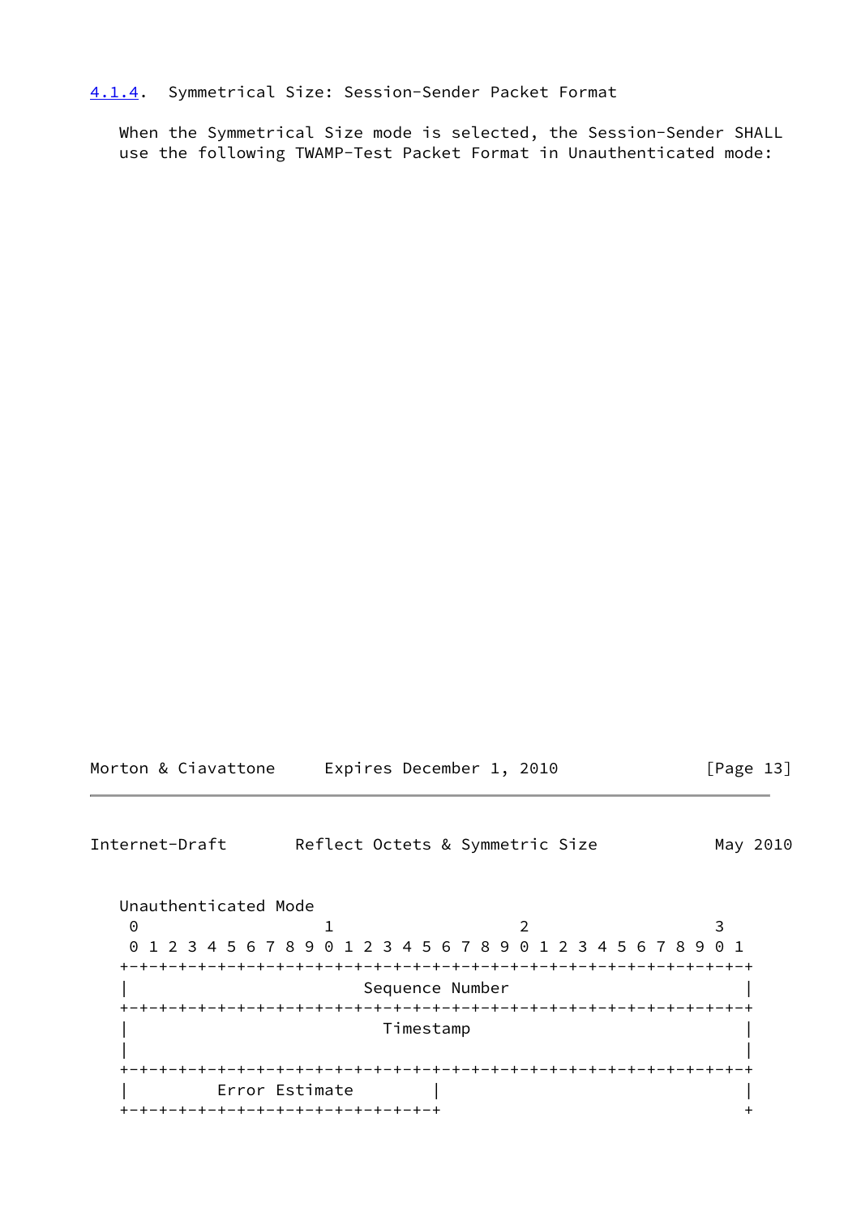### 4.1.4. Symmetrical Size: Session-Sender Packet Format

When the Symmetrical Size mode is selected, the Session-Sender SHALL use the following TWAMP-Test Packet Format in Unauthenticated mode:

```
Unauthenticated Mode
 0                   1                   2                   3
 0 1 2 3 4 5 6 7 8 9 0 1 2 3 4 5 6 7 8 9 0 1 2 3 4 5 6 7 8 9 0 1
+-+-+-+-+-+-+-+-+-+-+-+-+-+-+-+-+-+-+-+-+-+-+-+-+-+-+-+-+-+-+-+-+
|                        Sequence Number                        |
+-+-+-+-+-+-+-+-+-+-+-+-+-+-+-+-+-+-+-+-+-+-+-+-+-+-+-+-+-+-+-+-+
|                          Timestamp                            |
|                                                               |
+-+-+-+-+-+-+-+-+-+-+-+-+-+-+-+-+-+-+-+-+-+-+-+-+-+-+-+-+-+-+-+-+
|         Error Estimate        |                               |
+-+-+-+-+-+-+-+-+-+-+-+-+-+-+-+-+                               +
```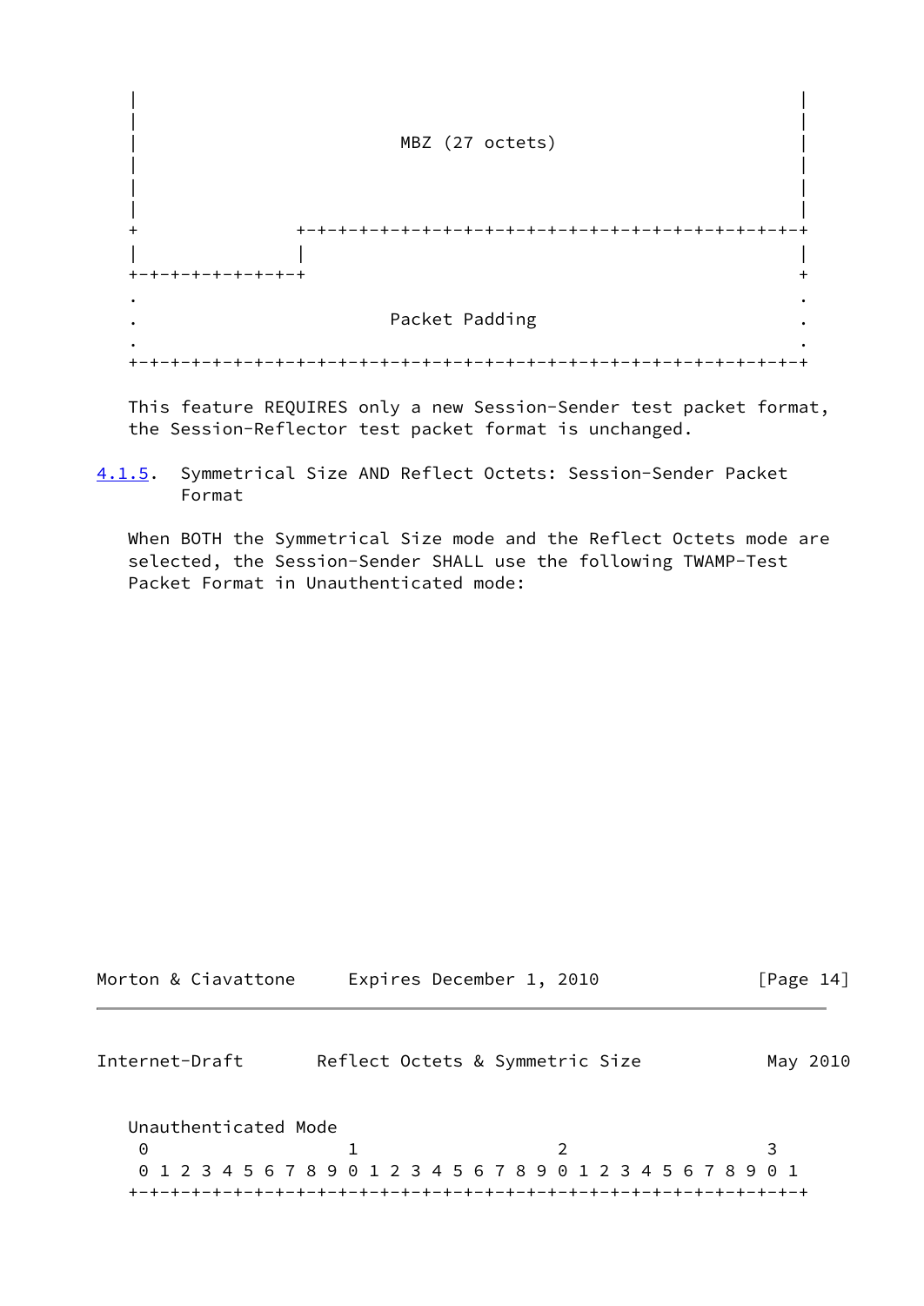```
   |                                                               |
   |                                                               |
   |                         MBZ (27 octets)                       |
   |                                                               |
   |                                                               |
   |                                                               |
   +               +-+-+-+-+-+-+-+-+-+-+-+-+-+-+-+-+-+-+-+-+-+-+-+-+
   |               |                                               |
   +-+-+-+-+-+-+-+-+                                               +
   .                                                               .
   .                         Packet Padding                        .
   .                                                               .
   +-+-+-+-+-+-+-+-+-+-+-+-+-+-+-+-+-+-+-+-+-+-+-+-+-+-+-+-+-+-+-+-+
```

This feature REQUIRES only a new Session-Sender test packet format, the Session-Reflector test packet format is unchanged.

#### 4.1.5. Symmetrical Size AND Reflect Octets: Session-Sender Packet Format

When BOTH the Symmetrical Size mode and the Reflect Octets mode are selected, the Session-Sender SHALL use the following TWAMP-Test Packet Format in Unauthenticated mode:

```
   Unauthenticated Mode
    0                   1                   2                   3
    0 1 2 3 4 5 6 7 8 9 0 1 2 3 4 5 6 7 8 9 0 1 2 3 4 5 6 7 8 9 0 1
   +-+-+-+-+-+-+-+-+-+-+-+-+-+-+-+-+-+-+-+-+-+-+-+-+-+-+-+-+-+-+-+-+
```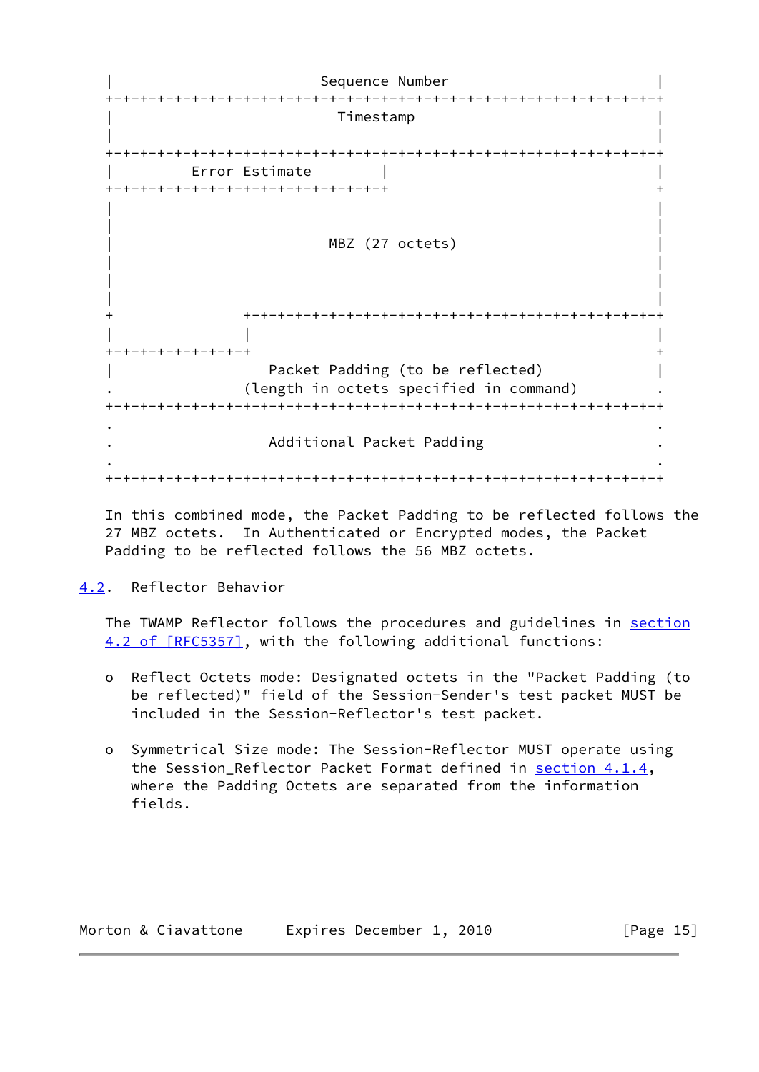```
    |                        Sequence Number                        |
    +-+-+-+-+-+-+-+-+-+-+-+-+-+-+-+-+-+-+-+-+-+-+-+-+-+-+-+-+-+-+-+-+
    |                          Timestamp                            |
    |                                                               |
    +-+-+-+-+-+-+-+-+-+-+-+-+-+-+-+-+-+-+-+-+-+-+-+-+-+-+-+-+-+-+-+-+
    |         Error Estimate        |                               |
    +-+-+-+-+-+-+-+-+-+-+-+-+-+-+-+-+                               +
    |                                                               |
    |                                                               |
    |                         MBZ (27 octets)                       |
    |                                                               |
    |                                                               |
    |                                                               |
    +                +-+-+-+-+-+-+-+-+-+-+-+-+-+-+-+-+-+-+-+-+-+-+-+-+
    |                |                                              |
    +-+-+-+-+-+-+-+-+                                               +
    |                  Packet Padding (to be reflected)             |
    .               (length in octets specified in command)         .
    +-+-+-+-+-+-+-+-+-+-+-+-+-+-+-+-+-+-+-+-+-+-+-+-+-+-+-+-+-+-+-+-+
    .                                                               .
    .                  Additional Packet Padding                    .
    .                                                               .
    +-+-+-+-+-+-+-+-+-+-+-+-+-+-+-+-+-+-+-+-+-+-+-+-+-+-+-+-+-+-+-+-+
```

In this combined mode, the Packet Padding to be reflected follows the 27 MBZ octets. In Authenticated or Encrypted modes, the Packet Padding to be reflected follows the 56 MBZ octets.

## 4.2. Reflector Behavior

The TWAMP Reflector follows the procedures and guidelines in section 4.2 of [RFC5357], with the following additional functions:

- Reflect Octets mode: Designated octets in the "Packet Padding (to be reflected)" field of the Session-Sender's test packet MUST be included in the Session-Reflector's test packet.

- Symmetrical Size mode: The Session-Reflector MUST operate using the Session_Reflector Packet Format defined in section 4.1.4, where the Padding Octets are separated from the information fields.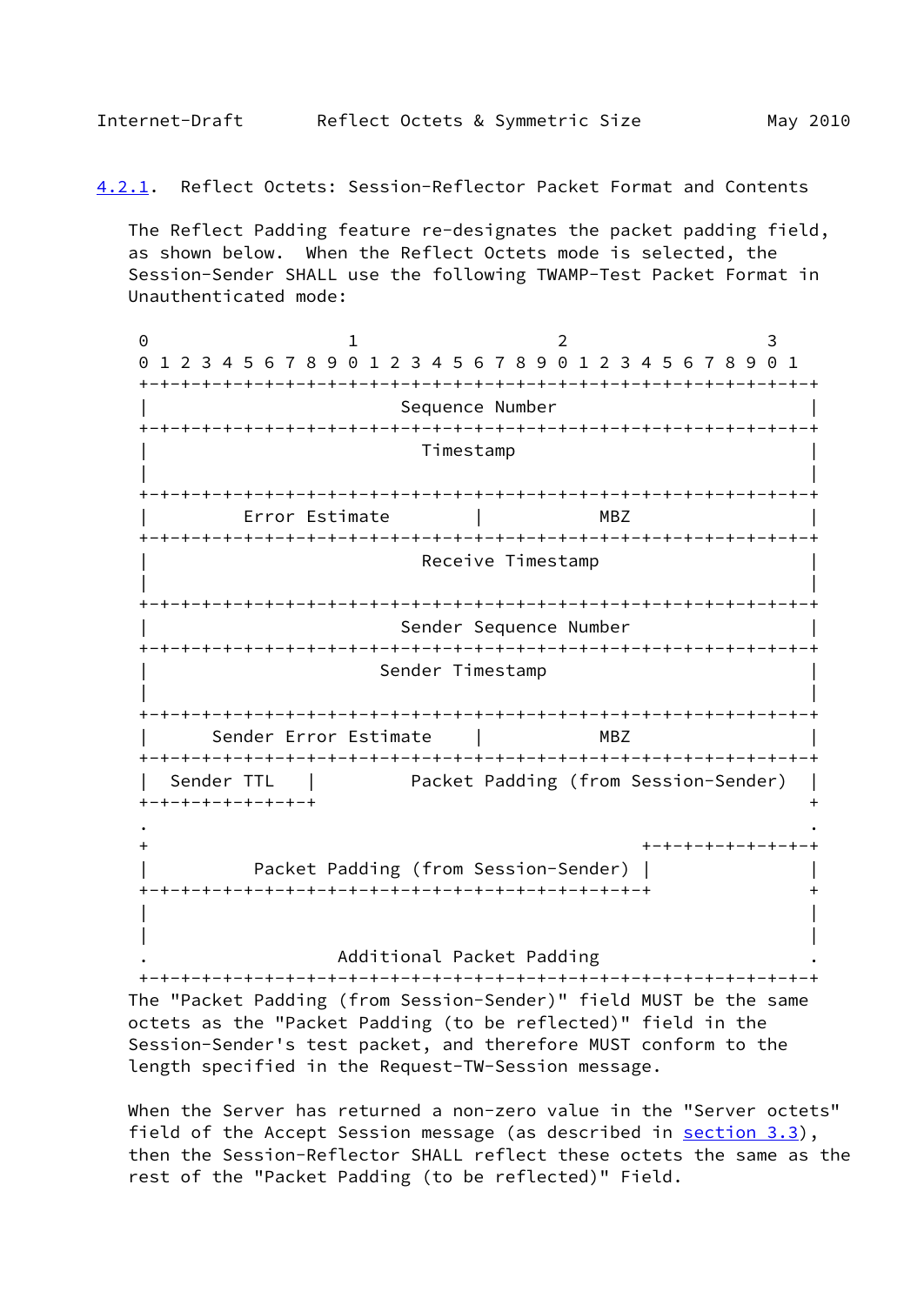### 4.2.1. Reflect Octets: Session-Reflector Packet Format and Contents

The Reflect Padding feature re-designates the packet padding field, as shown below. When the Reflect Octets mode is selected, the Session-Sender SHALL use the following TWAMP-Test Packet Format in Unauthenticated mode:

```
 0                   1                   2                   3
 0 1 2 3 4 5 6 7 8 9 0 1 2 3 4 5 6 7 8 9 0 1 2 3 4 5 6 7 8 9 0 1
+-+-+-+-+-+-+-+-+-+-+-+-+-+-+-+-+-+-+-+-+-+-+-+-+-+-+-+-+-+-+-+-+
|                        Sequence Number                        |
+-+-+-+-+-+-+-+-+-+-+-+-+-+-+-+-+-+-+-+-+-+-+-+-+-+-+-+-+-+-+-+-+
|                          Timestamp                            |
|                                                               |
+-+-+-+-+-+-+-+-+-+-+-+-+-+-+-+-+-+-+-+-+-+-+-+-+-+-+-+-+-+-+-+-+
|         Error Estimate        |           MBZ                 |
+-+-+-+-+-+-+-+-+-+-+-+-+-+-+-+-+-+-+-+-+-+-+-+-+-+-+-+-+-+-+-+-+
|                          Receive Timestamp                    |
|                                                               |
+-+-+-+-+-+-+-+-+-+-+-+-+-+-+-+-+-+-+-+-+-+-+-+-+-+-+-+-+-+-+-+-+
|                        Sender Sequence Number                 |
+-+-+-+-+-+-+-+-+-+-+-+-+-+-+-+-+-+-+-+-+-+-+-+-+-+-+-+-+-+-+-+-+
|                      Sender Timestamp                         |
|                                                               |
+-+-+-+-+-+-+-+-+-+-+-+-+-+-+-+-+-+-+-+-+-+-+-+-+-+-+-+-+-+-+-+-+
|      Sender Error Estimate    |           MBZ                 |
+-+-+-+-+-+-+-+-+-+-+-+-+-+-+-+-+-+-+-+-+-+-+-+-+-+-+-+-+-+-+-+-+
|  Sender TTL   |         Packet Padding (from Session-Sender)  |
+-+-+-+-+-+-+-+-+                                               +
.                                                               .
+                                               +-+-+-+-+-+-+-+-+
|          Packet Padding (from Session-Sender) |               |
+-+-+-+-+-+-+-+-+-+-+-+-+-+-+-+-+-+-+-+-+-+-+-+-+               +
|                                                               |
|                                                               |
.                 Additional Packet Padding                     .
+-+-+-+-+-+-+-+-+-+-+-+-+-+-+-+-+-+-+-+-+-+-+-+-+-+-+-+-+-+-+-+-+
```

The "Packet Padding (from Session-Sender)" field MUST be the same octets as the "Packet Padding (to be reflected)" field in the Session-Sender's test packet, and therefore MUST conform to the length specified in the Request-TW-Session message.

When the Server has returned a non-zero value in the "Server octets" field of the Accept Session message (as described in section 3.3), then the Session-Reflector SHALL reflect these octets the same as the rest of the "Packet Padding (to be reflected)" Field.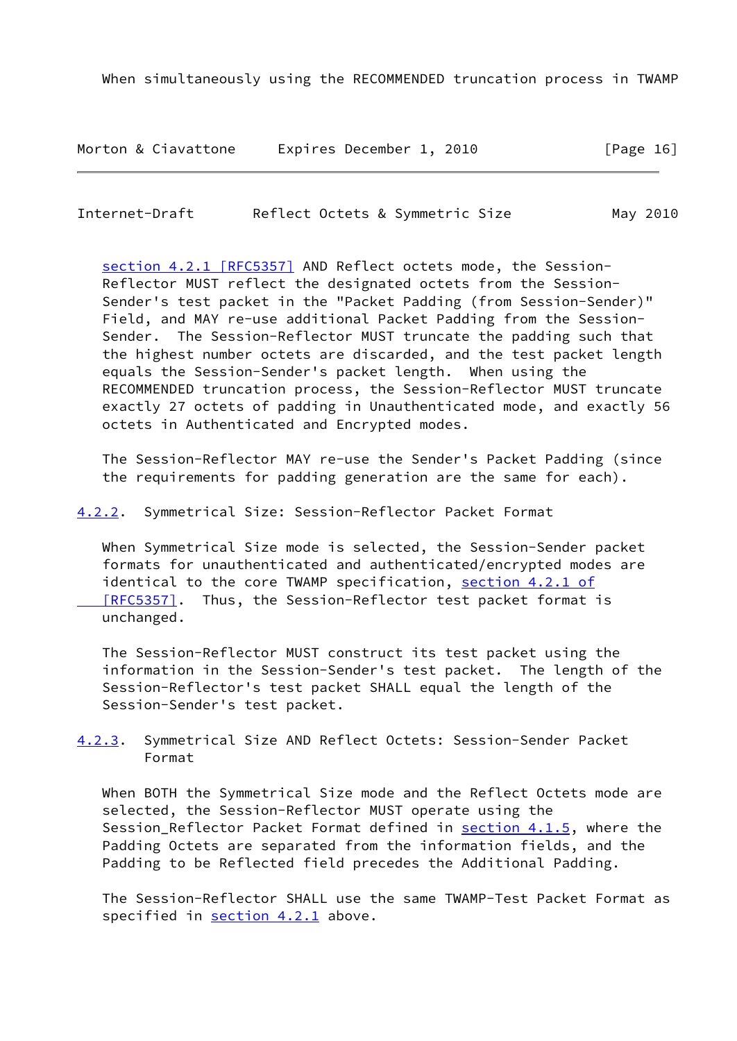When simultaneously using the RECOMMENDED truncation process in TWAMP section 4.2.1 [RFC5357] AND Reflect octets mode, the Session-Reflector MUST reflect the designated octets from the Session-Sender's test packet in the "Packet Padding (from Session-Sender)" Field, and MAY re-use additional Packet Padding from the Session-Sender. The Session-Reflector MUST truncate the padding such that the highest number octets are discarded, and the test packet length equals the Session-Sender's packet length. When using the RECOMMENDED truncation process, the Session-Reflector MUST truncate exactly 27 octets of padding in Unauthenticated mode, and exactly 56 octets in Authenticated and Encrypted modes.

The Session-Reflector MAY re-use the Sender's Packet Padding (since the requirements for padding generation are the same for each).

### 4.2.2. Symmetrical Size: Session-Reflector Packet Format

When Symmetrical Size mode is selected, the Session-Sender packet formats for unauthenticated and authenticated/encrypted modes are identical to the core TWAMP specification, section 4.2.1 of [RFC5357]. Thus, the Session-Reflector test packet format is unchanged.

The Session-Reflector MUST construct its test packet using the information in the Session-Sender's test packet. The length of the Session-Reflector's test packet SHALL equal the length of the Session-Sender's test packet.

### 4.2.3. Symmetrical Size AND Reflect Octets: Session-Sender Packet Format

When BOTH the Symmetrical Size mode and the Reflect Octets mode are selected, the Session-Reflector MUST operate using the Session_Reflector Packet Format defined in section 4.1.5, where the Padding Octets are separated from the information fields, and the Padding to be Reflected field precedes the Additional Padding.

The Session-Reflector SHALL use the same TWAMP-Test Packet Format as specified in section 4.2.1 above.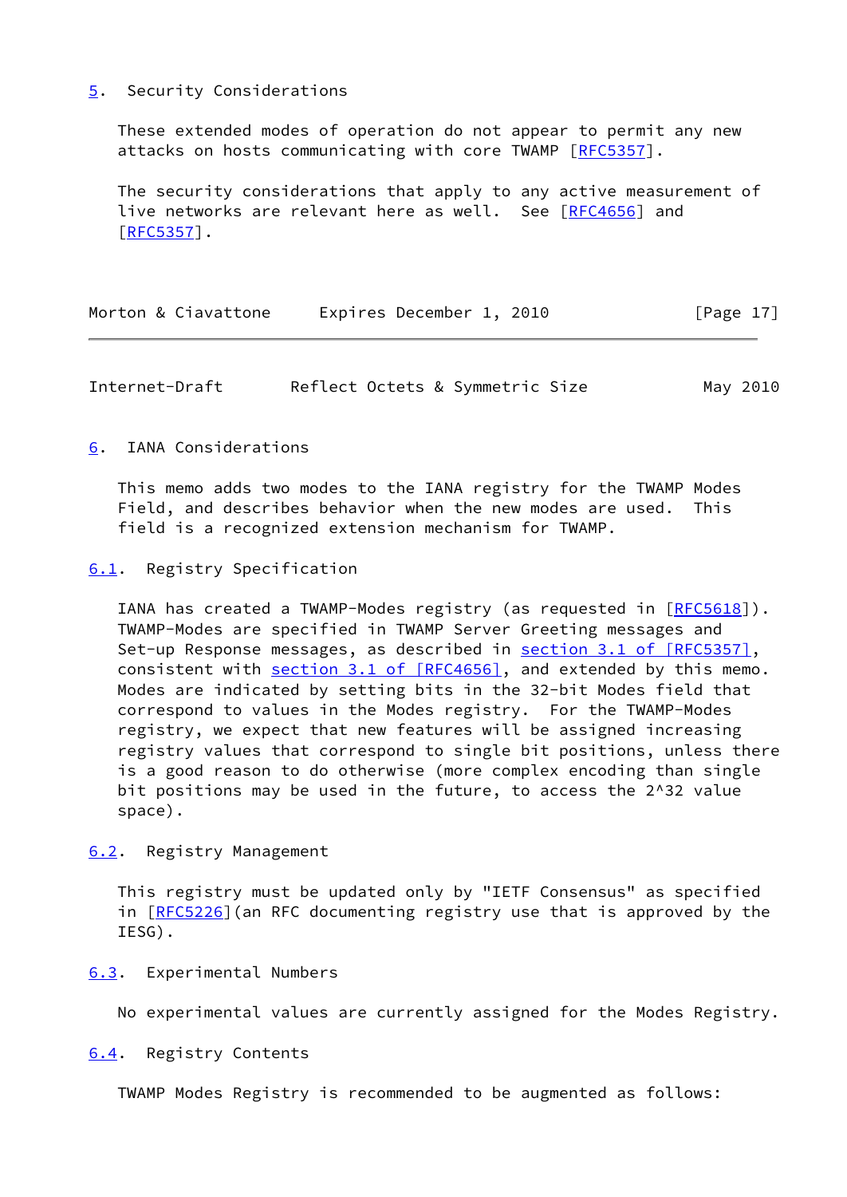## 5. Security Considerations

These extended modes of operation do not appear to permit any new attacks on hosts communicating with core TWAMP [RFC5357].

The security considerations that apply to any active measurement of live networks are relevant here as well. See [RFC4656] and [RFC5357].

## 6. IANA Considerations

This memo adds two modes to the IANA registry for the TWAMP Modes Field, and describes behavior when the new modes are used. This field is a recognized extension mechanism for TWAMP.

### 6.1. Registry Specification

IANA has created a TWAMP-Modes registry (as requested in [RFC5618]). TWAMP-Modes are specified in TWAMP Server Greeting messages and Set-up Response messages, as described in section 3.1 of [RFC5357], consistent with section 3.1 of [RFC4656], and extended by this memo. Modes are indicated by setting bits in the 32-bit Modes field that correspond to values in the Modes registry. For the TWAMP-Modes registry, we expect that new features will be assigned increasing registry values that correspond to single bit positions, unless there is a good reason to do otherwise (more complex encoding than single bit positions may be used in the future, to access the 2^32 value space).

### 6.2. Registry Management

This registry must be updated only by "IETF Consensus" as specified in [RFC5226](an RFC documenting registry use that is approved by the IESG).

### 6.3. Experimental Numbers

No experimental values are currently assigned for the Modes Registry.

### 6.4. Registry Contents

TWAMP Modes Registry is recommended to be augmented as follows: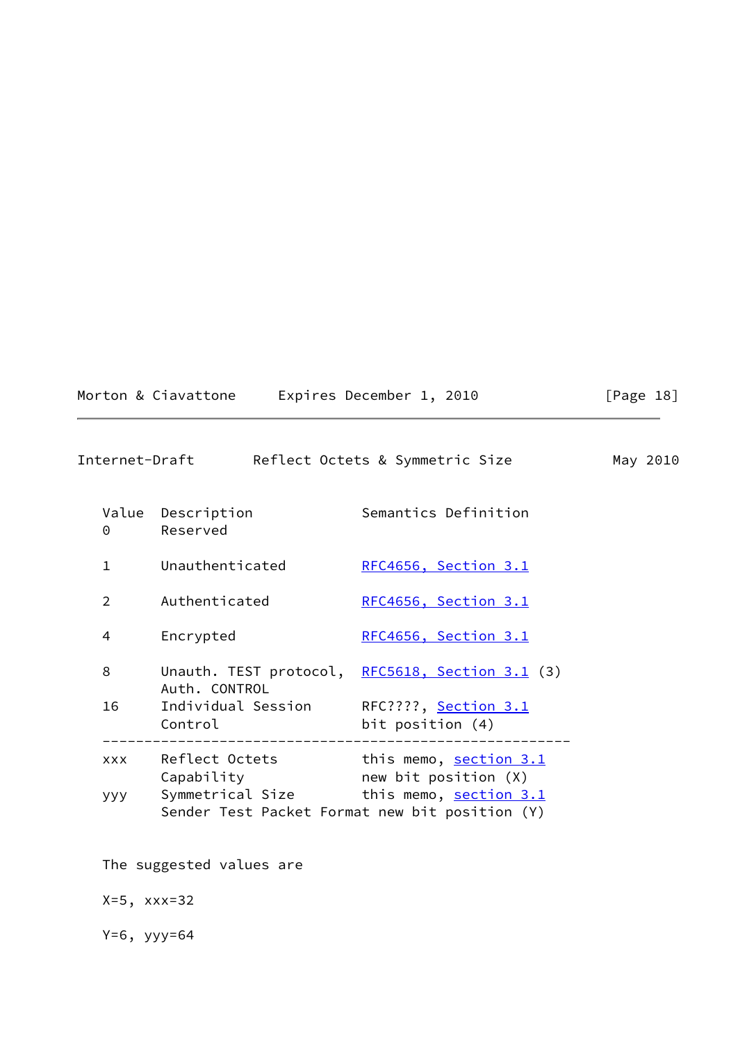| Value | Description | Semantics Definition |
|---|---|---|
| 0 | Reserved | |
| 1 | Unauthenticated | RFC4656, Section 3.1 |
| 2 | Authenticated | RFC4656, Section 3.1 |
| 4 | Encrypted | RFC4656, Section 3.1 |
| 8 | Unauth. TEST protocol, Auth. CONTROL | RFC5618, Section 3.1 (3) |
| 16 | Individual Session Control | RFC????, Section 3.1 bit position (4) |
| xxx | Reflect Octets Capability | this memo, section 3.1 new bit position (X) |
| yyy | Symmetrical Size Sender Test Packet Format | this memo, section 3.1 new bit position (Y) |

The suggested values are

X=5, xxx=32

Y=6, yyy=64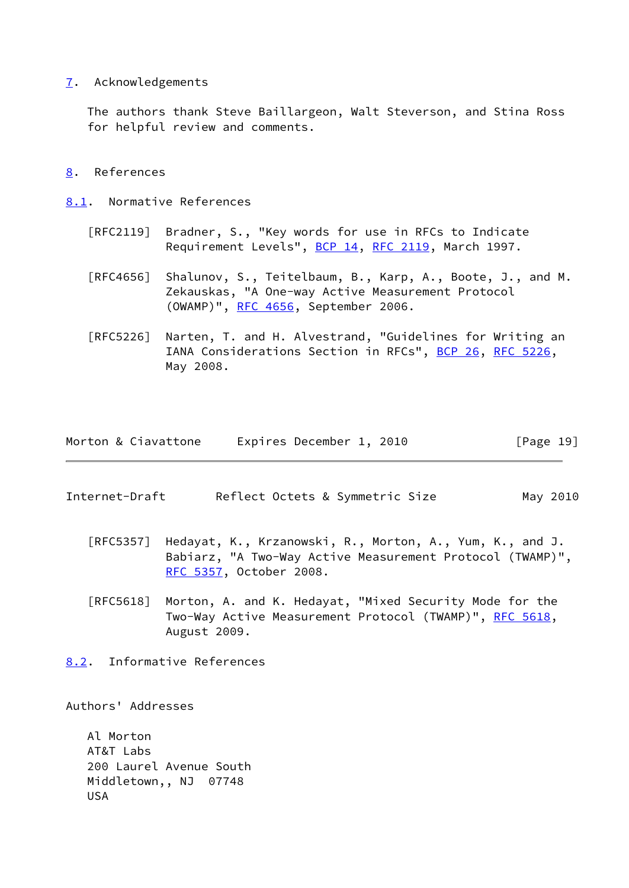## 7. Acknowledgements

The authors thank Steve Baillargeon, Walt Steverson, and Stina Ross for helpful review and comments.

## 8. References

### 8.1. Normative References

[RFC2119] Bradner, S., "Key words for use in RFCs to Indicate Requirement Levels", BCP 14, RFC 2119, March 1997.

[RFC4656] Shalunov, S., Teitelbaum, B., Karp, A., Boote, J., and M. Zekauskas, "A One-way Active Measurement Protocol (OWAMP)", RFC 4656, September 2006.

[RFC5226] Narten, T. and H. Alvestrand, "Guidelines for Writing an IANA Considerations Section in RFCs", BCP 26, RFC 5226, May 2008.

[RFC5357] Hedayat, K., Krzanowski, R., Morton, A., Yum, K., and J. Babiarz, "A Two-Way Active Measurement Protocol (TWAMP)", RFC 5357, October 2008.

[RFC5618] Morton, A. and K. Hedayat, "Mixed Security Mode for the Two-Way Active Measurement Protocol (TWAMP)", RFC 5618, August 2009.

### 8.2. Informative References

## Authors' Addresses

Al Morton
AT&T Labs
200 Laurel Avenue South
Middletown,, NJ 07748
USA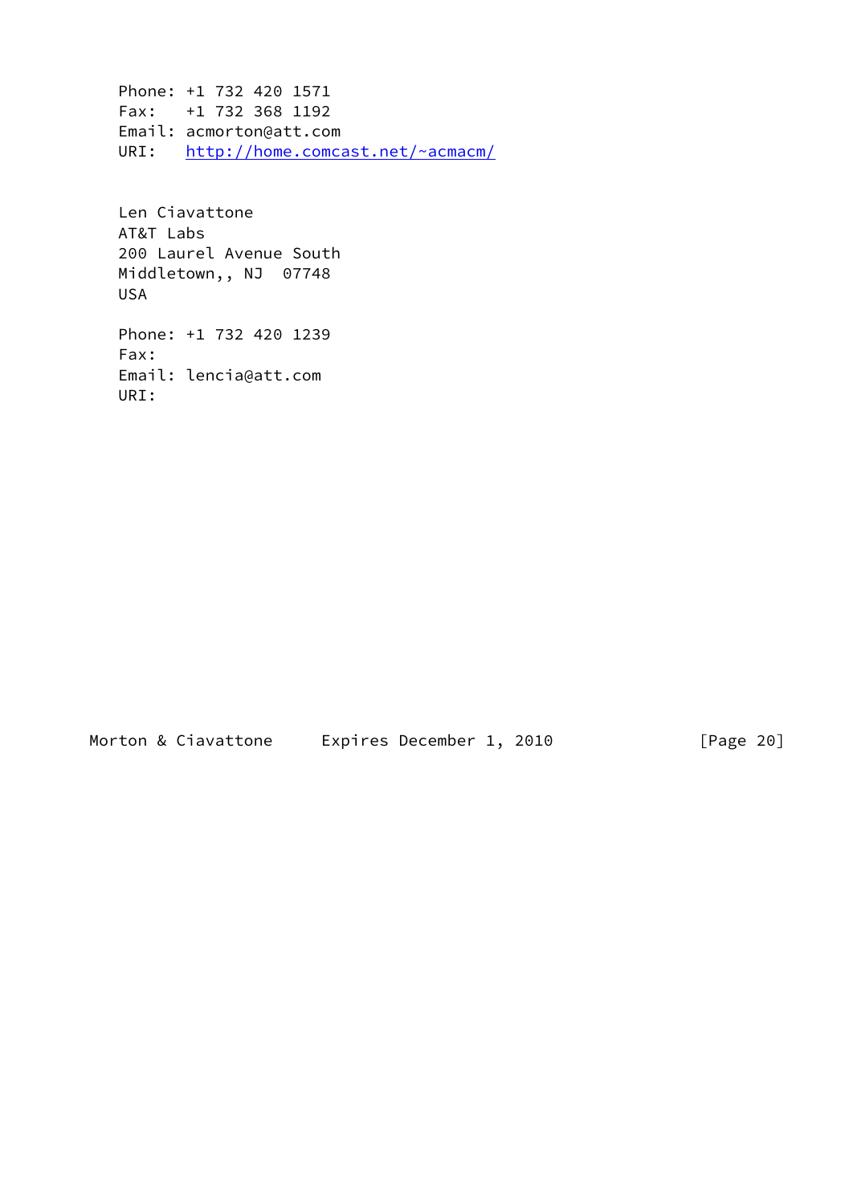Phone: +1 732 420 1571
Fax:   +1 732 368 1192
Email: acmorton@att.com
URI:   http://home.comcast.net/~acmacm/

Len Ciavattone
AT&T Labs
200 Laurel Avenue South
Middletown,, NJ  07748
USA

Phone: +1 732 420 1239
Fax:
Email: lencia@att.com
URI: